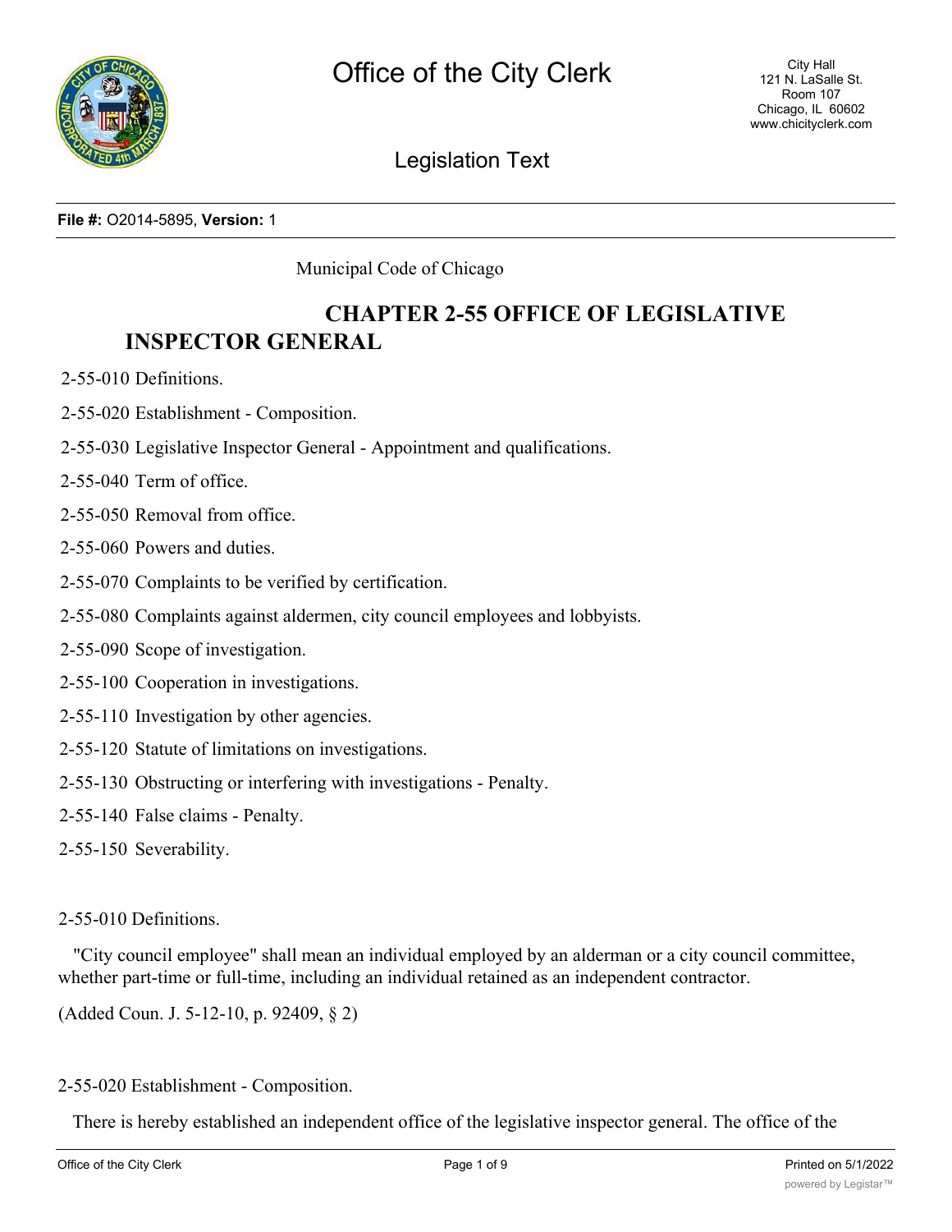# Office of the City Clerk

City Hall
121 N. LaSalle St.
Room 107
Chicago, IL 60602
www.chicityclerk.com

## Legislation Text

**File #:** O2014-5895, **Version:** 1

Municipal Code of Chicago

# CHAPTER 2-55 OFFICE OF LEGISLATIVE INSPECTOR GENERAL

2-55-010 Definitions.

2-55-020 Establishment - Composition.

2-55-030 Legislative Inspector General - Appointment and qualifications.

2-55-040 Term of office.

2-55-050 Removal from office.

2-55-060 Powers and duties.

2-55-070 Complaints to be verified by certification.

2-55-080 Complaints against aldermen, city council employees and lobbyists.

2-55-090 Scope of investigation.

2-55-100 Cooperation in investigations.

2-55-110 Investigation by other agencies.

2-55-120 Statute of limitations on investigations.

2-55-130 Obstructing or interfering with investigations - Penalty.

2-55-140 False claims - Penalty.

2-55-150 Severability.

2-55-010 Definitions.

"City council employee" shall mean an individual employed by an alderman or a city council committee, whether part-time or full-time, including an individual retained as an independent contractor.

(Added Coun. J. 5-12-10, p. 92409, § 2)

2-55-020 Establishment - Composition.

There is hereby established an independent office of the legislative inspector general. The office of the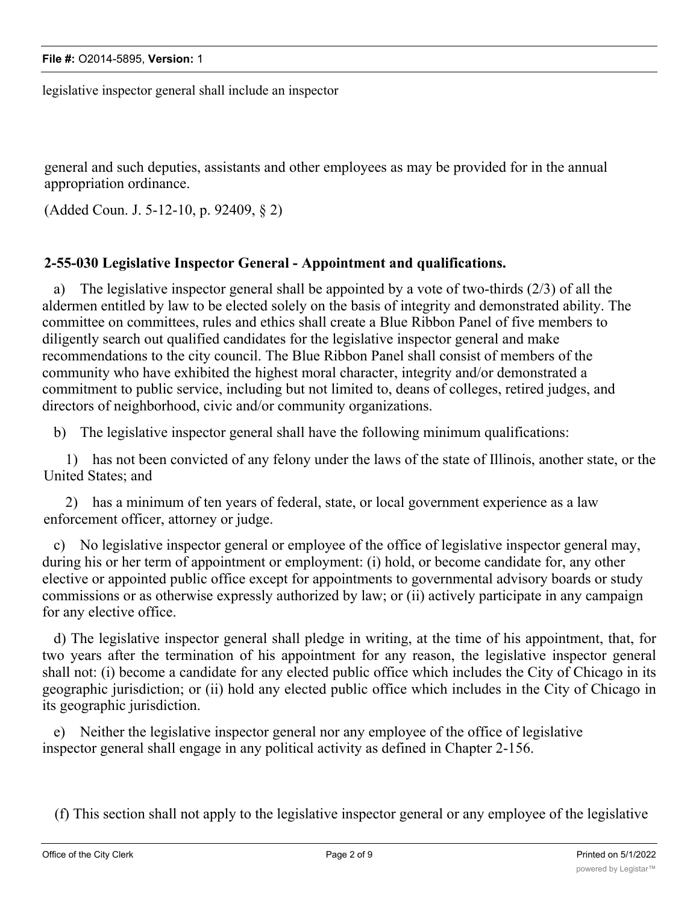legislative inspector general shall include an inspector

general and such deputies, assistants and other employees as may be provided for in the annual appropriation ordinance.

(Added Coun. J. 5-12-10, p. 92409, § 2)

**2-55-030 Legislative Inspector General - Appointment and qualifications.**

a) The legislative inspector general shall be appointed by a vote of two-thirds (2/3) of all the aldermen entitled by law to be elected solely on the basis of integrity and demonstrated ability. The committee on committees, rules and ethics shall create a Blue Ribbon Panel of five members to diligently search out qualified candidates for the legislative inspector general and make recommendations to the city council. The Blue Ribbon Panel shall consist of members of the community who have exhibited the highest moral character, integrity and/or demonstrated a commitment to public service, including but not limited to, deans of colleges, retired judges, and directors of neighborhood, civic and/or community organizations.

b) The legislative inspector general shall have the following minimum qualifications:

1) has not been convicted of any felony under the laws of the state of Illinois, another state, or the United States; and

2) has a minimum of ten years of federal, state, or local government experience as a law enforcement officer, attorney or judge.

c) No legislative inspector general or employee of the office of legislative inspector general may, during his or her term of appointment or employment: (i) hold, or become candidate for, any other elective or appointed public office except for appointments to governmental advisory boards or study commissions or as otherwise expressly authorized by law; or (ii) actively participate in any campaign for any elective office.

d) The legislative inspector general shall pledge in writing, at the time of his appointment, that, for two years after the termination of his appointment for any reason, the legislative inspector general shall not: (i) become a candidate for any elected public office which includes the City of Chicago in its geographic jurisdiction; or (ii) hold any elected public office which includes in the City of Chicago in its geographic jurisdiction.

e) Neither the legislative inspector general nor any employee of the office of legislative inspector general shall engage in any political activity as defined in Chapter 2-156.

(f) This section shall not apply to the legislative inspector general or any employee of the legislative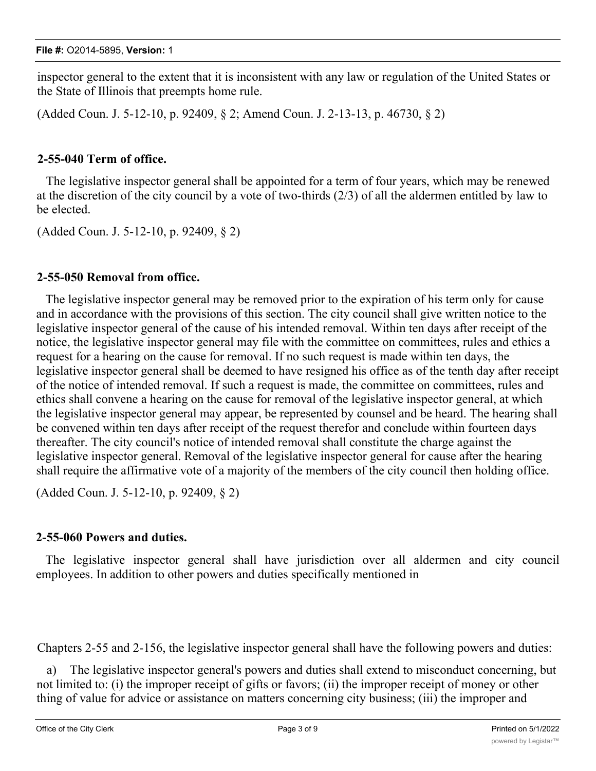inspector general to the extent that it is inconsistent with any law or regulation of the United States or the State of Illinois that preempts home rule.

(Added Coun. J. 5-12-10, p. 92409, § 2; Amend Coun. J. 2-13-13, p. 46730, § 2)

### 2-55-040 Term of office.

The legislative inspector general shall be appointed for a term of four years, which may be renewed at the discretion of the city council by a vote of two-thirds (2/3) of all the aldermen entitled by law to be elected.

(Added Coun. J. 5-12-10, p. 92409, § 2)

### 2-55-050 Removal from office.

The legislative inspector general may be removed prior to the expiration of his term only for cause and in accordance with the provisions of this section. The city council shall give written notice to the legislative inspector general of the cause of his intended removal. Within ten days after receipt of the notice, the legislative inspector general may file with the committee on committees, rules and ethics a request for a hearing on the cause for removal. If no such request is made within ten days, the legislative inspector general shall be deemed to have resigned his office as of the tenth day after receipt of the notice of intended removal. If such a request is made, the committee on committees, rules and ethics shall convene a hearing on the cause for removal of the legislative inspector general, at which the legislative inspector general may appear, be represented by counsel and be heard. The hearing shall be convened within ten days after receipt of the request therefor and conclude within fourteen days thereafter. The city council's notice of intended removal shall constitute the charge against the legislative inspector general. Removal of the legislative inspector general for cause after the hearing shall require the affirmative vote of a majority of the members of the city council then holding office.

(Added Coun. J. 5-12-10, p. 92409, § 2)

### 2-55-060 Powers and duties.

The legislative inspector general shall have jurisdiction over all aldermen and city council employees. In addition to other powers and duties specifically mentioned in Chapters 2-55 and 2-156, the legislative inspector general shall have the following powers and duties:

a) The legislative inspector general's powers and duties shall extend to misconduct concerning, but not limited to: (i) the improper receipt of gifts or favors; (ii) the improper receipt of money or other thing of value for advice or assistance on matters concerning city business; (iii) the improper and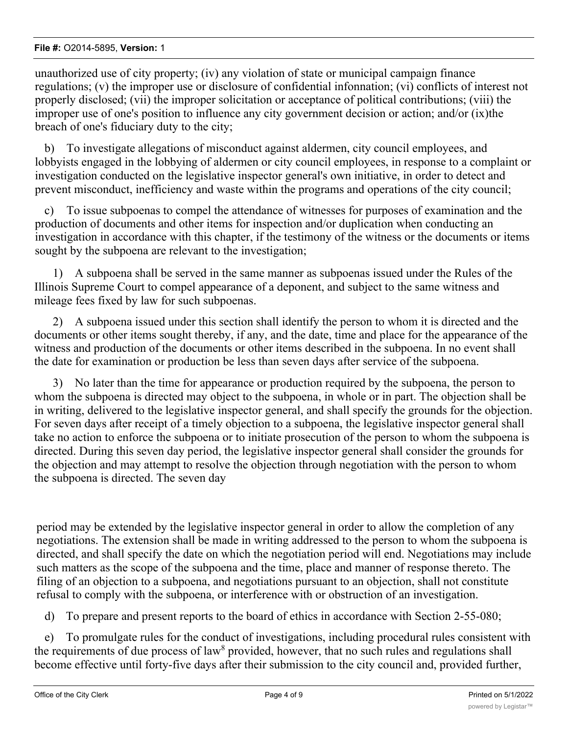unauthorized use of city property; (iv) any violation of state or municipal campaign finance regulations; (v) the improper use or disclosure of confidential infonnation; (vi) conflicts of interest not properly disclosed; (vii) the improper solicitation or acceptance of political contributions; (viii) the improper use of one's position to influence any city government decision or action; and/or (ix)the breach of one's fiduciary duty to the city;

b) To investigate allegations of misconduct against aldermen, city council employees, and lobbyists engaged in the lobbying of aldermen or city council employees, in response to a complaint or investigation conducted on the legislative inspector general's own initiative, in order to detect and prevent misconduct, inefficiency and waste within the programs and operations of the city council;

c) To issue subpoenas to compel the attendance of witnesses for purposes of examination and the production of documents and other items for inspection and/or duplication when conducting an investigation in accordance with this chapter, if the testimony of the witness or the documents or items sought by the subpoena are relevant to the investigation;

1) A subpoena shall be served in the same manner as subpoenas issued under the Rules of the Illinois Supreme Court to compel appearance of a deponent, and subject to the same witness and mileage fees fixed by law for such subpoenas.

2) A subpoena issued under this section shall identify the person to whom it is directed and the documents or other items sought thereby, if any, and the date, time and place for the appearance of the witness and production of the documents or other items described in the subpoena. In no event shall the date for examination or production be less than seven days after service of the subpoena.

3) No later than the time for appearance or production required by the subpoena, the person to whom the subpoena is directed may object to the subpoena, in whole or in part. The objection shall be in writing, delivered to the legislative inspector general, and shall specify the grounds for the objection. For seven days after receipt of a timely objection to a subpoena, the legislative inspector general shall take no action to enforce the subpoena or to initiate prosecution of the person to whom the subpoena is directed. During this seven day period, the legislative inspector general shall consider the grounds for the objection and may attempt to resolve the objection through negotiation with the person to whom the subpoena is directed. The seven day period may be extended by the legislative inspector general in order to allow the completion of any negotiations. The extension shall be made in writing addressed to the person to whom the subpoena is directed, and shall specify the date on which the negotiation period will end. Negotiations may include such matters as the scope of the subpoena and the time, place and manner of response thereto. The filing of an objection to a subpoena, and negotiations pursuant to an objection, shall not constitute refusal to comply with the subpoena, or interference with or obstruction of an investigation.

d) To prepare and present reports to the board of ethics in accordance with Section 2-55-080;

e) To promulgate rules for the conduct of investigations, including procedural rules consistent with the requirements of due process of law[8] provided, however, that no such rules and regulations shall become effective until forty-five days after their submission to the city council and, provided further,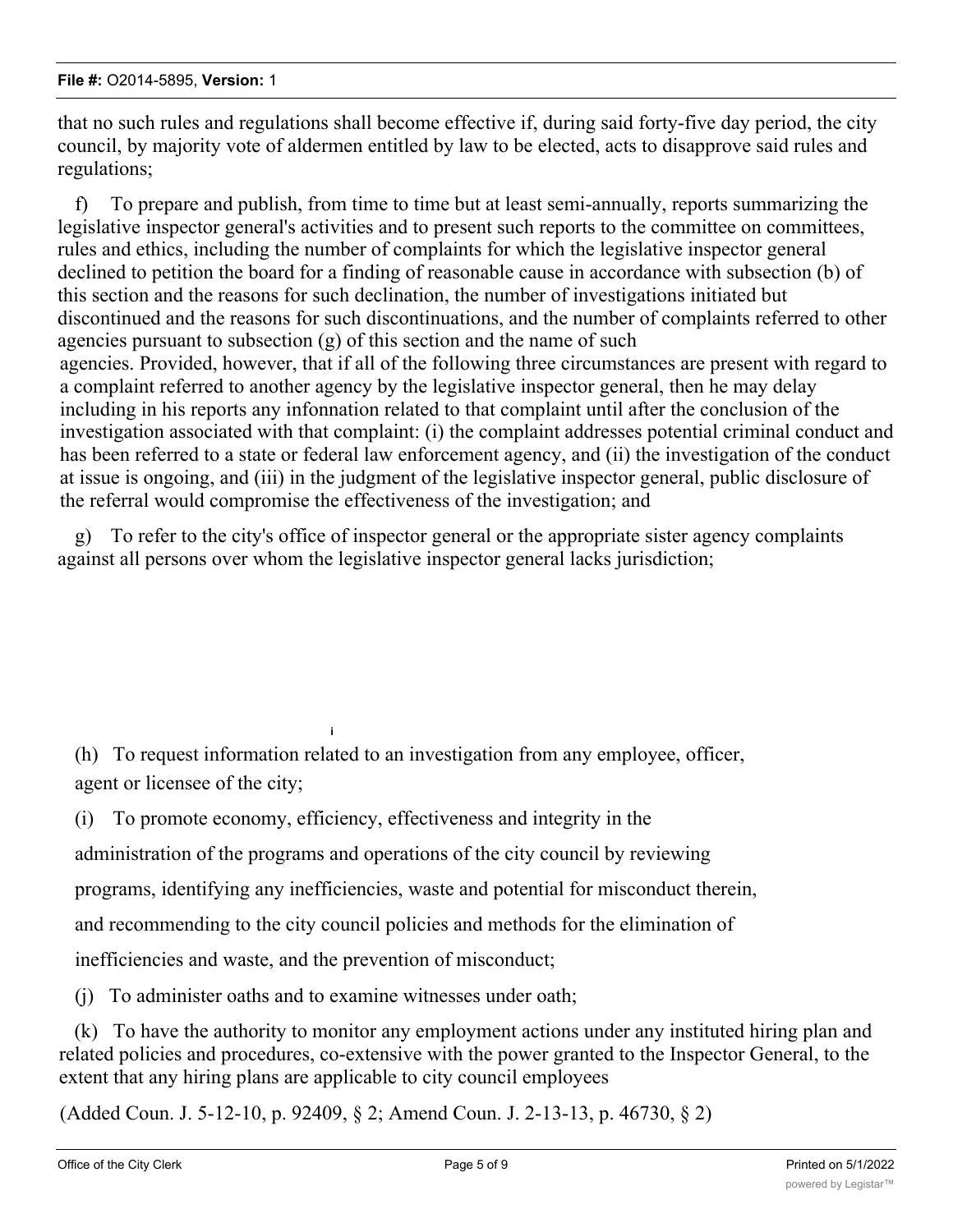that no such rules and regulations shall become effective if, during said forty-five day period, the city council, by majority vote of aldermen entitled by law to be elected, acts to disapprove said rules and regulations;

f) To prepare and publish, from time to time but at least semi-annually, reports summarizing the legislative inspector general's activities and to present such reports to the committee on committees, rules and ethics, including the number of complaints for which the legislative inspector general declined to petition the board for a finding of reasonable cause in accordance with subsection (b) of this section and the reasons for such declination, the number of investigations initiated but discontinued and the reasons for such discontinuations, and the number of complaints referred to other agencies pursuant to subsection (g) of this section and the name of such agencies. Provided, however, that if all of the following three circumstances are present with regard to a complaint referred to another agency by the legislative inspector general, then he may delay including in his reports any infonnation related to that complaint until after the conclusion of the investigation associated with that complaint: (i) the complaint addresses potential criminal conduct and has been referred to a state or federal law enforcement agency, and (ii) the investigation of the conduct at issue is ongoing, and (iii) in the judgment of the legislative inspector general, public disclosure of the referral would compromise the effectiveness of the investigation; and

g) To refer to the city's office of inspector general or the appropriate sister agency complaints against all persons over whom the legislative inspector general lacks jurisdiction;

(h) To request information related to an investigation from any employee, officer, agent or licensee of the city;

(i) To promote economy, efficiency, effectiveness and integrity in the administration of the programs and operations of the city council by reviewing programs, identifying any inefficiencies, waste and potential for misconduct therein, and recommending to the city council policies and methods for the elimination of inefficiencies and waste, and the prevention of misconduct;

(j) To administer oaths and to examine witnesses under oath;

(k) To have the authority to monitor any employment actions under any instituted hiring plan and related policies and procedures, co-extensive with the power granted to the Inspector General, to the extent that any hiring plans are applicable to city council employees

(Added Coun. J. 5-12-10, p. 92409, § 2; Amend Coun. J. 2-13-13, p. 46730, § 2)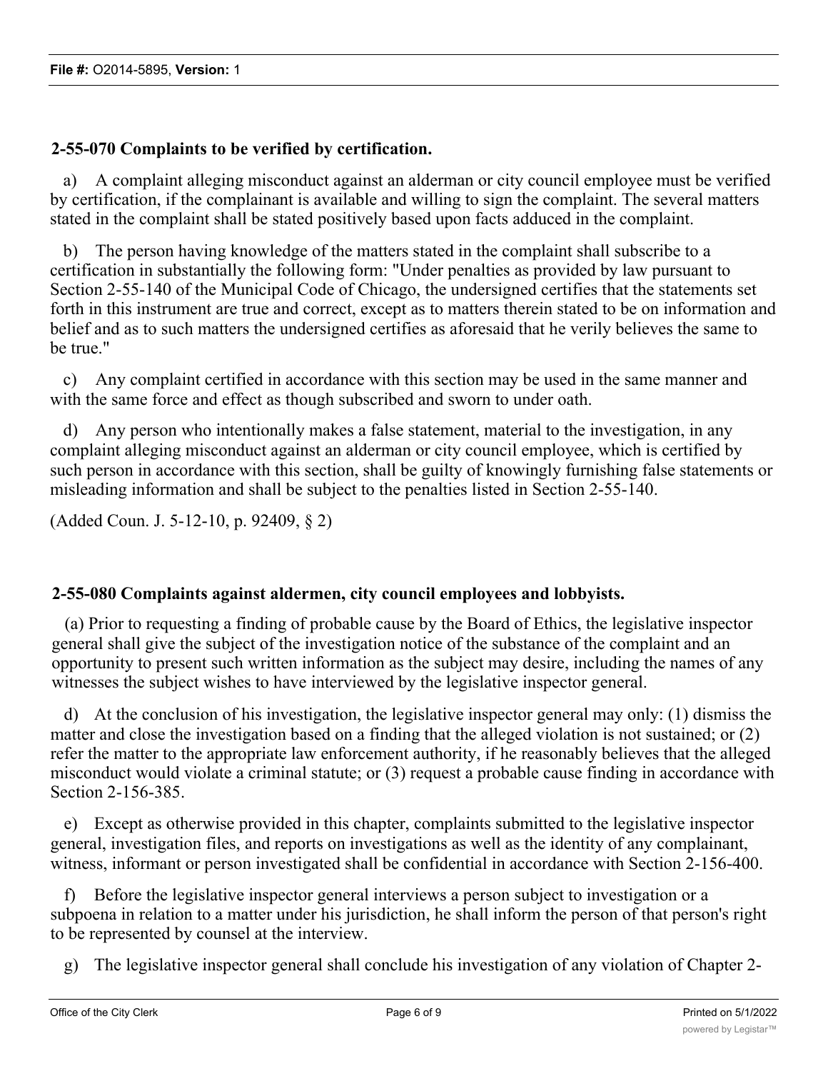**2-55-070 Complaints to be verified by certification.**

a) A complaint alleging misconduct against an alderman or city council employee must be verified by certification, if the complainant is available and willing to sign the complaint. The several matters stated in the complaint shall be stated positively based upon facts adduced in the complaint.

b) The person having knowledge of the matters stated in the complaint shall subscribe to a certification in substantially the following form: "Under penalties as provided by law pursuant to Section 2-55-140 of the Municipal Code of Chicago, the undersigned certifies that the statements set forth in this instrument are true and correct, except as to matters therein stated to be on information and belief and as to such matters the undersigned certifies as aforesaid that he verily believes the same to be true."

c) Any complaint certified in accordance with this section may be used in the same manner and with the same force and effect as though subscribed and sworn to under oath.

d) Any person who intentionally makes a false statement, material to the investigation, in any complaint alleging misconduct against an alderman or city council employee, which is certified by such person in accordance with this section, shall be guilty of knowingly furnishing false statements or misleading information and shall be subject to the penalties listed in Section 2-55-140.

(Added Coun. J. 5-12-10, p. 92409, § 2)

**2-55-080 Complaints against aldermen, city council employees and lobbyists.**

(a) Prior to requesting a finding of probable cause by the Board of Ethics, the legislative inspector general shall give the subject of the investigation notice of the substance of the complaint and an opportunity to present such written information as the subject may desire, including the names of any witnesses the subject wishes to have interviewed by the legislative inspector general.

d) At the conclusion of his investigation, the legislative inspector general may only: (1) dismiss the matter and close the investigation based on a finding that the alleged violation is not sustained; or (2) refer the matter to the appropriate law enforcement authority, if he reasonably believes that the alleged misconduct would violate a criminal statute; or (3) request a probable cause finding in accordance with Section 2-156-385.

e) Except as otherwise provided in this chapter, complaints submitted to the legislative inspector general, investigation files, and reports on investigations as well as the identity of any complainant, witness, informant or person investigated shall be confidential in accordance with Section 2-156-400.

f) Before the legislative inspector general interviews a person subject to investigation or a subpoena in relation to a matter under his jurisdiction, he shall inform the person of that person's right to be represented by counsel at the interview.

g) The legislative inspector general shall conclude his investigation of any violation of Chapter 2-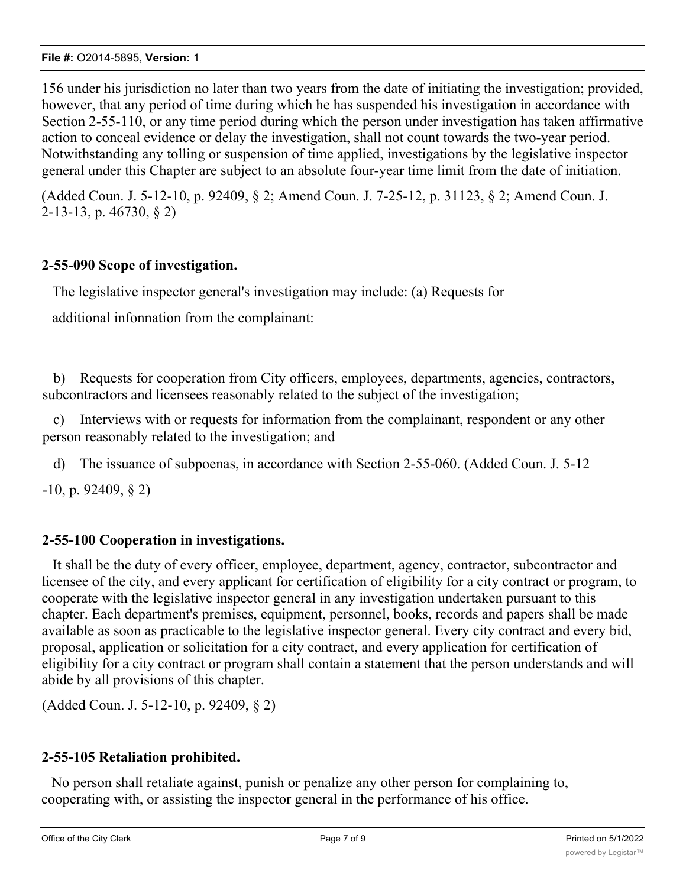156 under his jurisdiction no later than two years from the date of initiating the investigation; provided, however, that any period of time during which he has suspended his investigation in accordance with Section 2-55-110, or any time period during which the person under investigation has taken affirmative action to conceal evidence or delay the investigation, shall not count towards the two-year period. Notwithstanding any tolling or suspension of time applied, investigations by the legislative inspector general under this Chapter are subject to an absolute four-year time limit from the date of initiation.

(Added Coun. J. 5-12-10, p. 92409, § 2; Amend Coun. J. 7-25-12, p. 31123, § 2; Amend Coun. J. 2-13-13, p. 46730, § 2)

**2-55-090 Scope of investigation.**

The legislative inspector general's investigation may include: (a) Requests for additional infonnation from the complainant:

b) Requests for cooperation from City officers, employees, departments, agencies, contractors, subcontractors and licensees reasonably related to the subject of the investigation;

c) Interviews with or requests for information from the complainant, respondent or any other person reasonably related to the investigation; and

d) The issuance of subpoenas, in accordance with Section 2-55-060. (Added Coun. J. 5-12-10, p. 92409, § 2)

**2-55-100 Cooperation in investigations.**

It shall be the duty of every officer, employee, department, agency, contractor, subcontractor and licensee of the city, and every applicant for certification of eligibility for a city contract or program, to cooperate with the legislative inspector general in any investigation undertaken pursuant to this chapter. Each department's premises, equipment, personnel, books, records and papers shall be made available as soon as practicable to the legislative inspector general. Every city contract and every bid, proposal, application or solicitation for a city contract, and every application for certification of eligibility for a city contract or program shall contain a statement that the person understands and will abide by all provisions of this chapter.

(Added Coun. J. 5-12-10, p. 92409, § 2)

**2-55-105 Retaliation prohibited.**

No person shall retaliate against, punish or penalize any other person for complaining to, cooperating with, or assisting the inspector general in the performance of his office.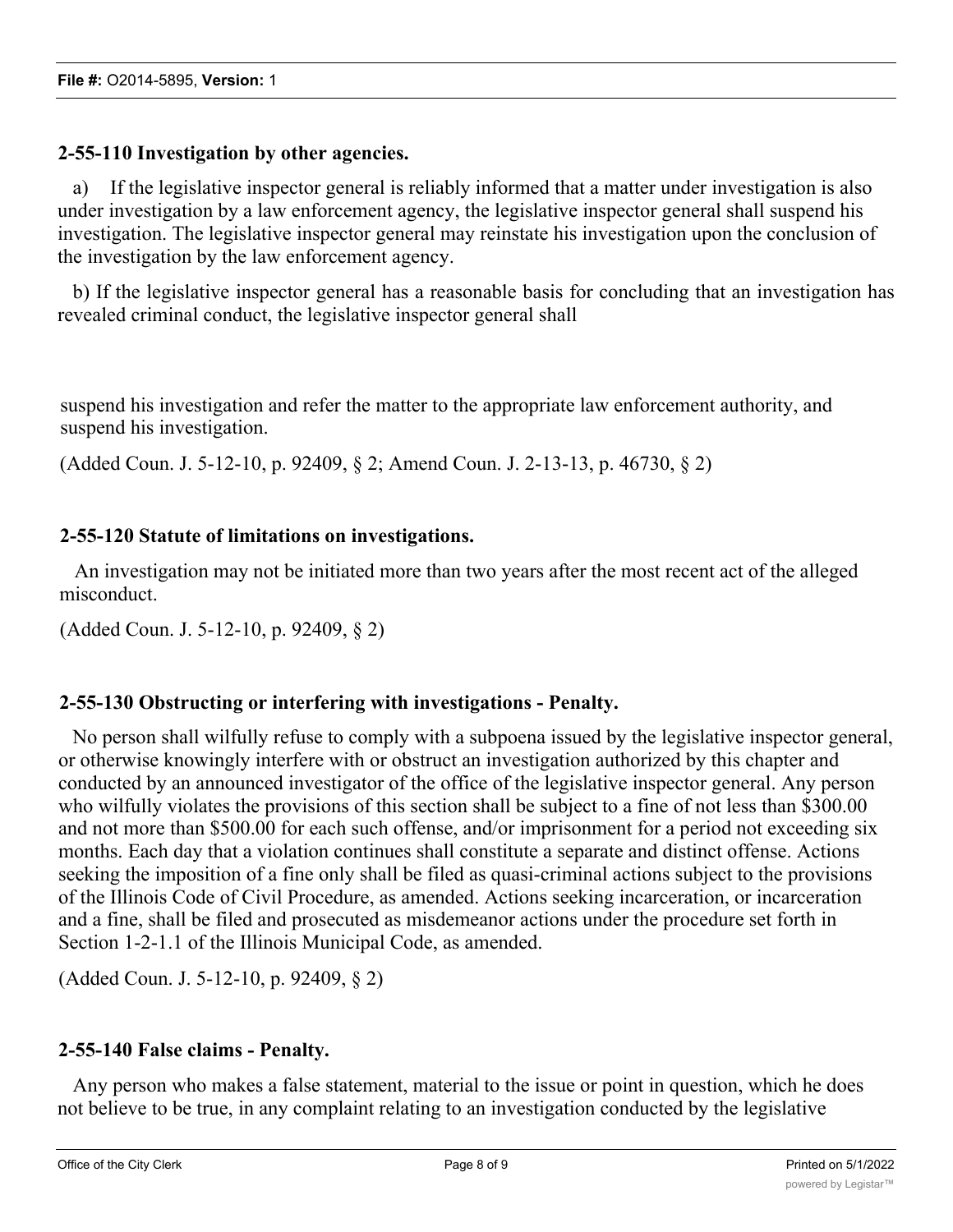**2-55-110 Investigation by other agencies.**

a) If the legislative inspector general is reliably informed that a matter under investigation is also under investigation by a law enforcement agency, the legislative inspector general shall suspend his investigation. The legislative inspector general may reinstate his investigation upon the conclusion of the investigation by the law enforcement agency.

b) If the legislative inspector general has a reasonable basis for concluding that an investigation has revealed criminal conduct, the legislative inspector general shall suspend his investigation and refer the matter to the appropriate law enforcement authority, and suspend his investigation.

(Added Coun. J. 5-12-10, p. 92409, § 2; Amend Coun. J. 2-13-13, p. 46730, § 2)

**2-55-120 Statute of limitations on investigations.**

An investigation may not be initiated more than two years after the most recent act of the alleged misconduct.

(Added Coun. J. 5-12-10, p. 92409, § 2)

**2-55-130 Obstructing or interfering with investigations - Penalty.**

No person shall wilfully refuse to comply with a subpoena issued by the legislative inspector general, or otherwise knowingly interfere with or obstruct an investigation authorized by this chapter and conducted by an announced investigator of the office of the legislative inspector general. Any person who wilfully violates the provisions of this section shall be subject to a fine of not less than $300.00 and not more than $500.00 for each such offense, and/or imprisonment for a period not exceeding six months. Each day that a violation continues shall constitute a separate and distinct offense. Actions seeking the imposition of a fine only shall be filed as quasi-criminal actions subject to the provisions of the Illinois Code of Civil Procedure, as amended. Actions seeking incarceration, or incarceration and a fine, shall be filed and prosecuted as misdemeanor actions under the procedure set forth in Section 1-2-1.1 of the Illinois Municipal Code, as amended.

(Added Coun. J. 5-12-10, p. 92409, § 2)

**2-55-140 False claims - Penalty.**

Any person who makes a false statement, material to the issue or point in question, which he does not believe to be true, in any complaint relating to an investigation conducted by the legislative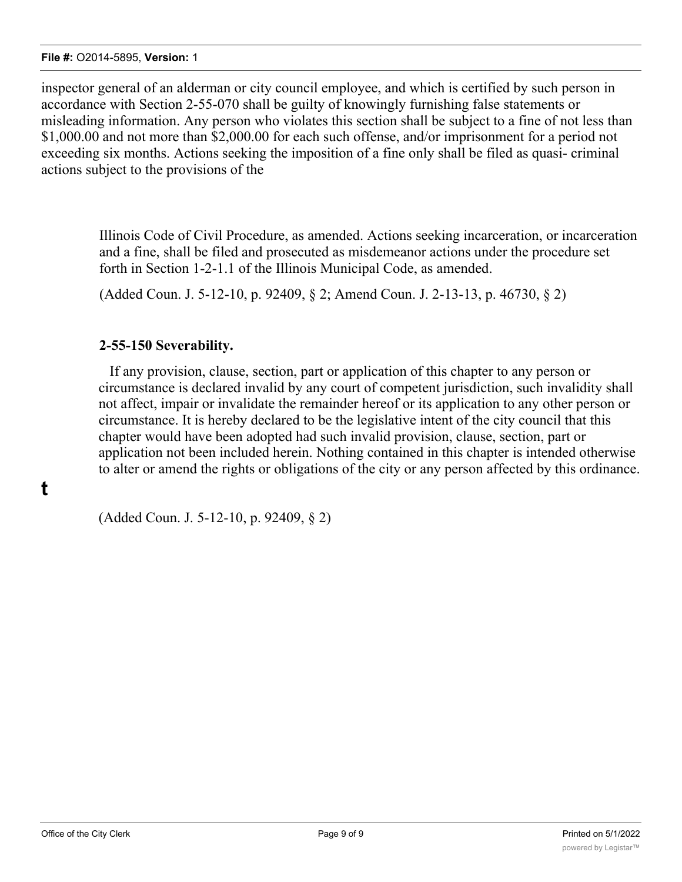inspector general of an alderman or city council employee, and which is certified by such person in accordance with Section 2-55-070 shall be guilty of knowingly furnishing false statements or misleading information. Any person who violates this section shall be subject to a fine of not less than $1,000.00 and not more than $2,000.00 for each such offense, and/or imprisonment for a period not exceeding six months. Actions seeking the imposition of a fine only shall be filed as quasi- criminal actions subject to the provisions of the Illinois Code of Civil Procedure, as amended. Actions seeking incarceration, or incarceration and a fine, shall be filed and prosecuted as misdemeanor actions under the procedure set forth in Section 1-2-1.1 of the Illinois Municipal Code, as amended.

(Added Coun. J. 5-12-10, p. 92409, § 2; Amend Coun. J. 2-13-13, p. 46730, § 2)

**2-55-150 Severability.**

If any provision, clause, section, part or application of this chapter to any person or circumstance is declared invalid by any court of competent jurisdiction, such invalidity shall not affect, impair or invalidate the remainder hereof or its application to any other person or circumstance. It is hereby declared to be the legislative intent of the city council that this chapter would have been adopted had such invalid provision, clause, section, part or application not been included herein. Nothing contained in this chapter is intended otherwise to alter or amend the rights or obligations of the city or any person affected by this ordinance.

t

(Added Coun. J. 5-12-10, p. 92409, § 2)